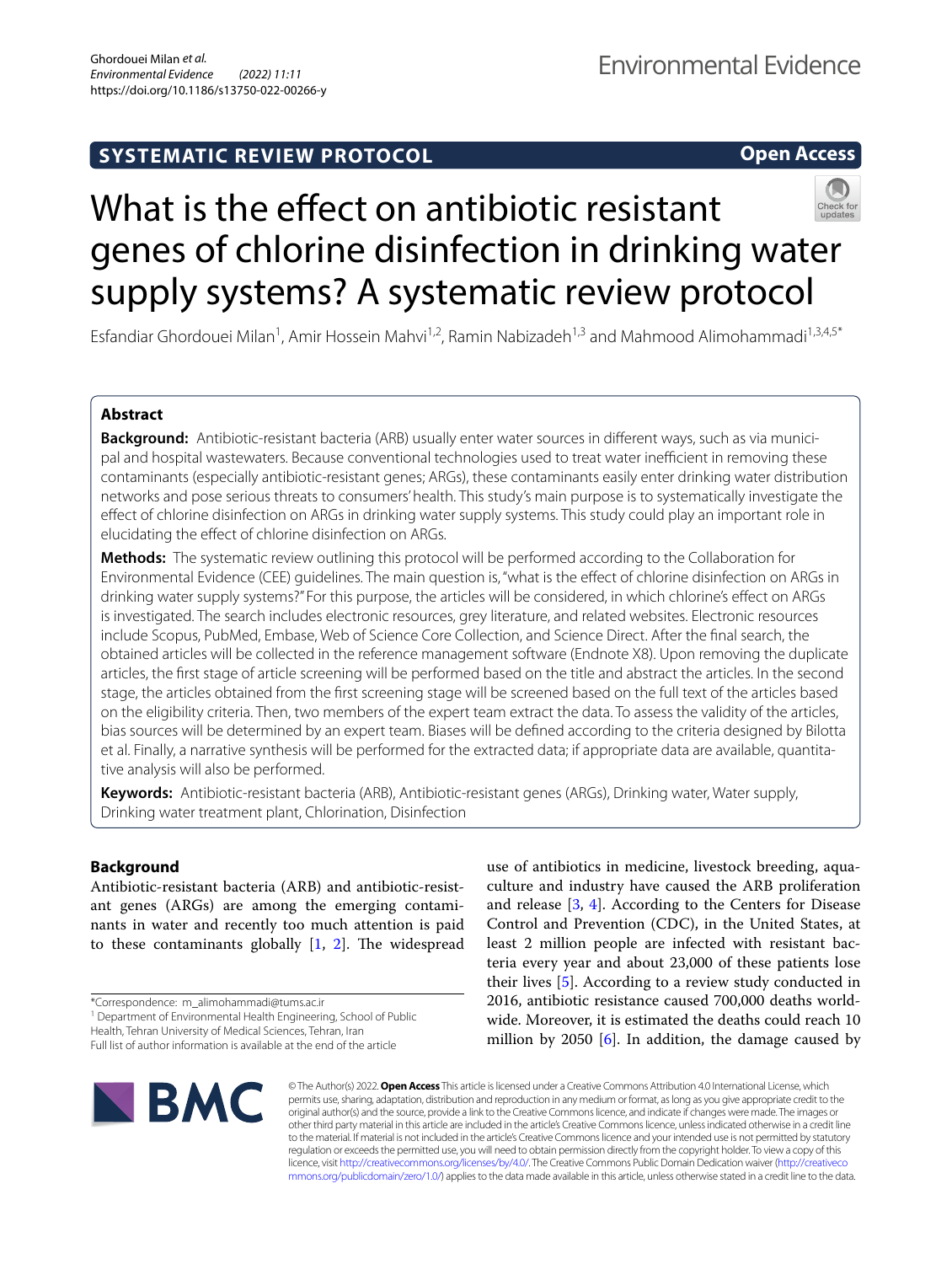SYSTEMATIC REVIEW PROTOCOL

Open Access

# What is the effect on antibiotic resistant genes of chlorine disinfection in drinking water supply systems? A systematic review protocol

Esfandiar Ghordouei Milan[1], Amir Hossein Mahvi[1,2], Ramin Nabizadeh[1,3] and Mahmood Alimohammadi[1,3,4,5*]

## Abstract

**Background:** Antibiotic-resistant bacteria (ARB) usually enter water sources in different ways, such as via municipal and hospital wastewaters. Because conventional technologies used to treat water inefficient in removing these contaminants (especially antibiotic-resistant genes; ARGs), these contaminants easily enter drinking water distribution networks and pose serious threats to consumers' health. This study's main purpose is to systematically investigate the effect of chlorine disinfection on ARGs in drinking water supply systems. This study could play an important role in elucidating the effect of chlorine disinfection on ARGs.

**Methods:** The systematic review outlining this protocol will be performed according to the Collaboration for Environmental Evidence (CEE) guidelines. The main question is, "what is the effect of chlorine disinfection on ARGs in drinking water supply systems?" For this purpose, the articles will be considered, in which chlorine's effect on ARGs is investigated. The search includes electronic resources, grey literature, and related websites. Electronic resources include Scopus, PubMed, Embase, Web of Science Core Collection, and Science Direct. After the final search, the obtained articles will be collected in the reference management software (Endnote X8). Upon removing the duplicate articles, the first stage of article screening will be performed based on the title and abstract the articles. In the second stage, the articles obtained from the first screening stage will be screened based on the full text of the articles based on the eligibility criteria. Then, two members of the expert team extract the data. To assess the validity of the articles, bias sources will be determined by an expert team. Biases will be defined according to the criteria designed by Bilotta et al. Finally, a narrative synthesis will be performed for the extracted data; if appropriate data are available, quantitative analysis will also be performed.

**Keywords:** Antibiotic-resistant bacteria (ARB), Antibiotic-resistant genes (ARGs), Drinking water, Water supply, Drinking water treatment plant, Chlorination, Disinfection

## Background

Antibiotic-resistant bacteria (ARB) and antibiotic-resistant genes (ARGs) are among the emerging contaminants in water and recently too much attention is paid to these contaminants globally [1, 2]. The widespread use of antibiotics in medicine, livestock breeding, aquaculture and industry have caused the ARB proliferation and release [3, 4]. According to the Centers for Disease Control and Prevention (CDC), in the United States, at least 2 million people are infected with resistant bacteria every year and about 23,000 of these patients lose their lives [5]. According to a review study conducted in 2016, antibiotic resistance caused 700,000 deaths worldwide. Moreover, it is estimated the deaths could reach 10 million by 2050 [6]. In addition, the damage caused by

*Correspondence: m_alimohammadi@tums.ac.ir

[1] Department of Environmental Health Engineering, School of Public Health, Tehran University of Medical Sciences, Tehran, Iran

Full list of author information is available at the end of the article

© The Author(s) 2022. **Open Access** This article is licensed under a Creative Commons Attribution 4.0 International License, which permits use, sharing, adaptation, distribution and reproduction in any medium or format, as long as you give appropriate credit to the original author(s) and the source, provide a link to the Creative Commons licence, and indicate if changes were made. The images or other third party material in this article are included in the article's Creative Commons licence, unless indicated otherwise in a credit line to the material. If material is not included in the article's Creative Commons licence and your intended use is not permitted by statutory regulation or exceeds the permitted use, you will need to obtain permission directly from the copyright holder. To view a copy of this licence, visit http://creativecommons.org/licenses/by/4.0/. The Creative Commons Public Domain Dedication waiver (http://creativecommons.org/publicdomain/zero/1.0/) applies to the data made available in this article, unless otherwise stated in a credit line to the data.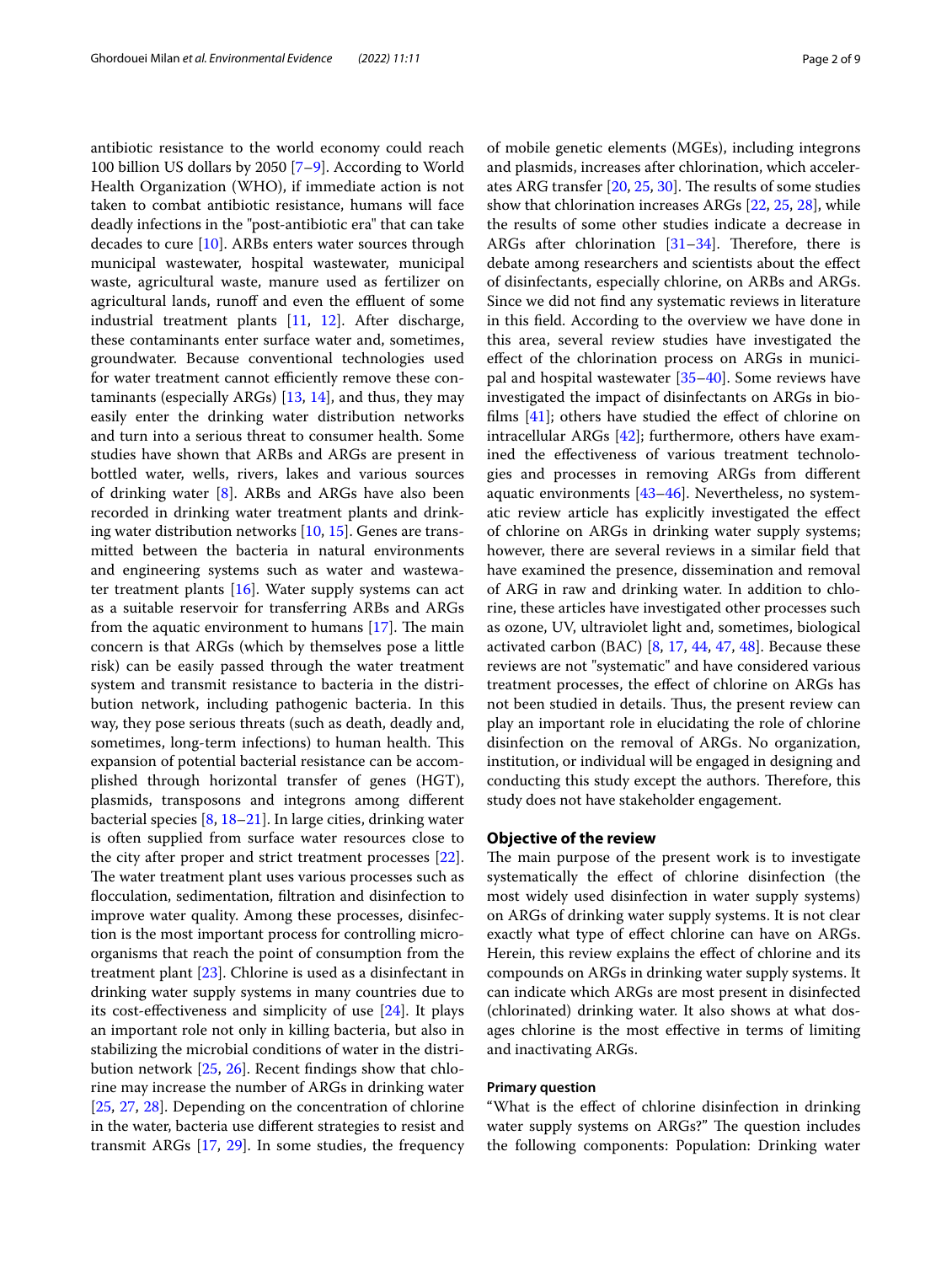antibiotic resistance to the world economy could reach 100 billion US dollars by 2050 [7–9]. According to World Health Organization (WHO), if immediate action is not taken to combat antibiotic resistance, humans will face deadly infections in the "post-antibiotic era" that can take decades to cure [10]. ARBs enters water sources through municipal wastewater, hospital wastewater, municipal waste, agricultural waste, manure used as fertilizer on agricultural lands, runoff and even the effluent of some industrial treatment plants [11, 12]. After discharge, these contaminants enter surface water and, sometimes, groundwater. Because conventional technologies used for water treatment cannot efficiently remove these contaminants (especially ARGs) [13, 14], and thus, they may easily enter the drinking water distribution networks and turn into a serious threat to consumer health. Some studies have shown that ARBs and ARGs are present in bottled water, wells, rivers, lakes and various sources of drinking water [8]. ARBs and ARGs have also been recorded in drinking water treatment plants and drinking water distribution networks [10, 15]. Genes are transmitted between the bacteria in natural environments and engineering systems such as water and wastewater treatment plants [16]. Water supply systems can act as a suitable reservoir for transferring ARBs and ARGs from the aquatic environment to humans [17]. The main concern is that ARGs (which by themselves pose a little risk) can be easily passed through the water treatment system and transmit resistance to bacteria in the distribution network, including pathogenic bacteria. In this way, they pose serious threats (such as death, deadly and, sometimes, long-term infections) to human health. This expansion of potential bacterial resistance can be accomplished through horizontal transfer of genes (HGT), plasmids, transposons and integrons among different bacterial species [8, 18–21]. In large cities, drinking water is often supplied from surface water resources close to the city after proper and strict treatment processes [22]. The water treatment plant uses various processes such as flocculation, sedimentation, filtration and disinfection to improve water quality. Among these processes, disinfection is the most important process for controlling microorganisms that reach the point of consumption from the treatment plant [23]. Chlorine is used as a disinfectant in drinking water supply systems in many countries due to its cost-effectiveness and simplicity of use [24]. It plays an important role not only in killing bacteria, but also in stabilizing the microbial conditions of water in the distribution network [25, 26]. Recent findings show that chlorine may increase the number of ARGs in drinking water [25, 27, 28]. Depending on the concentration of chlorine in the water, bacteria use different strategies to resist and transmit ARGs [17, 29]. In some studies, the frequency of mobile genetic elements (MGEs), including integrons and plasmids, increases after chlorination, which accelerates ARG transfer [20, 25, 30]. The results of some studies show that chlorination increases ARGs [22, 25, 28], while the results of some other studies indicate a decrease in ARGs after chlorination [31–34]. Therefore, there is debate among researchers and scientists about the effect of disinfectants, especially chlorine, on ARBs and ARGs. Since we did not find any systematic reviews in literature in this field. According to the overview we have done in this area, several review studies have investigated the effect of the chlorination process on ARGs in municipal and hospital wastewater [35–40]. Some reviews have investigated the impact of disinfectants on ARGs in biofilms [41]; others have studied the effect of chlorine on intracellular ARGs [42]; furthermore, others have examined the effectiveness of various treatment technologies and processes in removing ARGs from different aquatic environments [43–46]. Nevertheless, no systematic review article has explicitly investigated the effect of chlorine on ARGs in drinking water supply systems; however, there are several reviews in a similar field that have examined the presence, dissemination and removal of ARG in raw and drinking water. In addition to chlorine, these articles have investigated other processes such as ozone, UV, ultraviolet light and, sometimes, biological activated carbon (BAC) [8, 17, 44, 47, 48]. Because these reviews are not "systematic" and have considered various treatment processes, the effect of chlorine on ARGs has not been studied in details. Thus, the present review can play an important role in elucidating the role of chlorine disinfection on the removal of ARGs. No organization, institution, or individual will be engaged in designing and conducting this study except the authors. Therefore, this study does not have stakeholder engagement.

## Objective of the review

The main purpose of the present work is to investigate systematically the effect of chlorine disinfection (the most widely used disinfection in water supply systems) on ARGs of drinking water supply systems. It is not clear exactly what type of effect chlorine can have on ARGs. Herein, this review explains the effect of chlorine and its compounds on ARGs in drinking water supply systems. It can indicate which ARGs are most present in disinfected (chlorinated) drinking water. It also shows at what dosages chlorine is the most effective in terms of limiting and inactivating ARGs.

### Primary question

"What is the effect of chlorine disinfection in drinking water supply systems on ARGs?" The question includes the following components: Population: Drinking water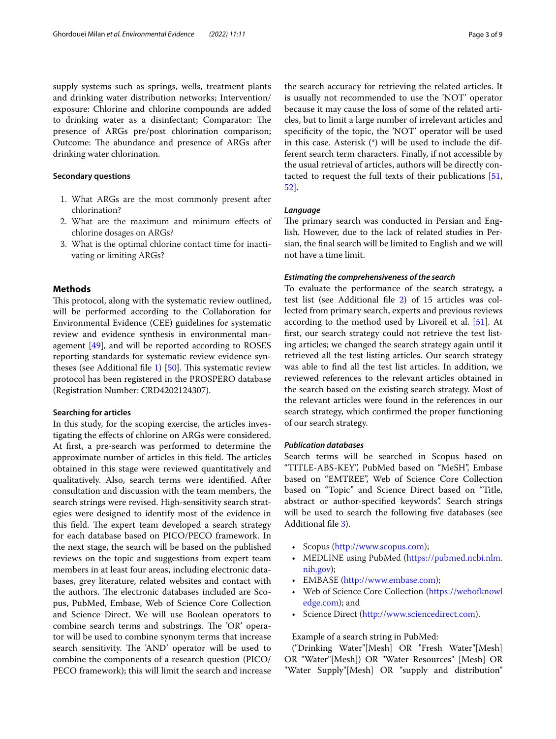supply systems such as springs, wells, treatment plants and drinking water distribution networks; Intervention/exposure: Chlorine and chlorine compounds are added to drinking water as a disinfectant; Comparator: The presence of ARGs pre/post chlorination comparison; Outcome: The abundance and presence of ARGs after drinking water chlorination.

### Secondary questions

1. What ARGs are the most commonly present after chlorination?
2. What are the maximum and minimum effects of chlorine dosages on ARGs?
3. What is the optimal chlorine contact time for inactivating or limiting ARGs?

## Methods

This protocol, along with the systematic review outlined, will be performed according to the Collaboration for Environmental Evidence (CEE) guidelines for systematic review and evidence synthesis in environmental management [49], and will be reported according to ROSES reporting standards for systematic review evidence syntheses (see Additional file 1) [50]. This systematic review protocol has been registered in the PROSPERO database (Registration Number: CRD4202124307).

### Searching for articles

In this study, for the scoping exercise, the articles investigating the effects of chlorine on ARGs were considered. At first, a pre-search was performed to determine the approximate number of articles in this field. The articles obtained in this stage were reviewed quantitatively and qualitatively. Also, search terms were identified. After consultation and discussion with the team members, the search strings were revised. High-sensitivity search strategies were designed to identify most of the evidence in this field. The expert team developed a search strategy for each database based on PICO/PECO framework. In the next stage, the search will be based on the published reviews on the topic and suggestions from expert team members in at least four areas, including electronic databases, grey literature, related websites and contact with the authors. The electronic databases included are Scopus, PubMed, Embase, Web of Science Core Collection and Science Direct. We will use Boolean operators to combine search terms and substrings. The 'OR' operator will be used to combine synonym terms that increase search sensitivity. The 'AND' operator will be used to combine the components of a research question (PICO/PECO framework); this will limit the search and increase the search accuracy for retrieving the related articles. It is usually not recommended to use the 'NOT' operator because it may cause the loss of some of the related articles, but to limit a large number of irrelevant articles and specificity of the topic, the 'NOT' operator will be used in this case. Asterisk (*) will be used to include the different search term characters. Finally, if not accessible by the usual retrieval of articles, authors will be directly contacted to request the full texts of their publications [51, 52].

#### *Language*

The primary search was conducted in Persian and English. However, due to the lack of related studies in Persian, the final search will be limited to English and we will not have a time limit.

#### *Estimating the comprehensiveness of the search*

To evaluate the performance of the search strategy, a test list (see Additional file 2) of 15 articles was collected from primary search, experts and previous reviews according to the method used by Livoreil et al. [51]. At first, our search strategy could not retrieve the test listing articles; we changed the search strategy again until it retrieved all the test listing articles. Our search strategy was able to find all the test list articles. In addition, we reviewed references to the relevant articles obtained in the search based on the existing search strategy. Most of the relevant articles were found in the references in our search strategy, which confirmed the proper functioning of our search strategy.

#### *Publication databases*

Search terms will be searched in Scopus based on "TITLE-ABS-KEY", PubMed based on "MeSH", Embase based on "EMTREE", Web of Science Core Collection based on "Topic" and Science Direct based on "Title, abstract or author-specified keywords". Search strings will be used to search the following five databases (see Additional file 3).

- Scopus (http://www.scopus.com);
- MEDLINE using PubMed (https://pubmed.ncbi.nlm.nih.gov);
- EMBASE (http://www.embase.com);
- Web of Science Core Collection (https://webofknowledge.com); and
- Science Direct (http://www.sciencedirect.com).

Example of a search string in PubMed:

("Drinking Water"[Mesh] OR "Fresh Water"[Mesh] OR "Water"[Mesh]) OR "Water Resources" [Mesh] OR "Water Supply"[Mesh] OR "supply and distribution"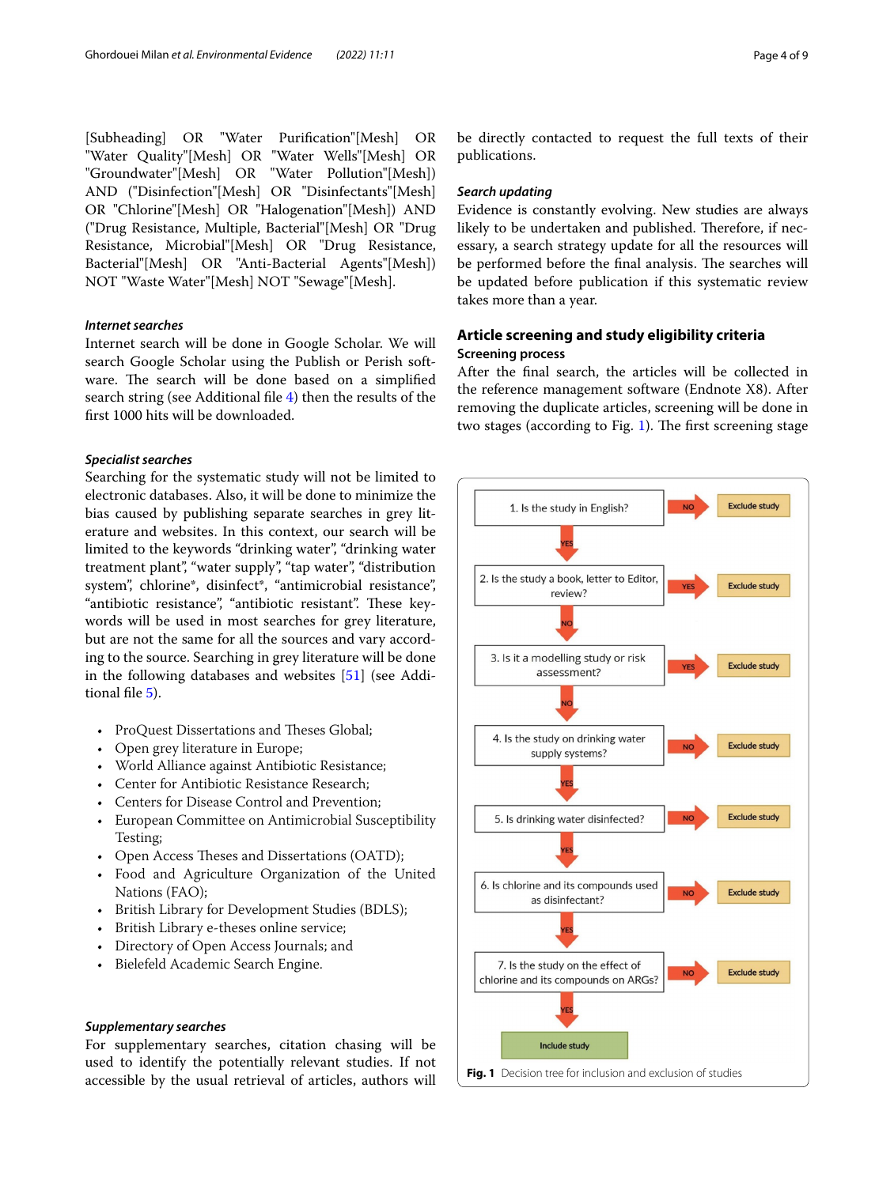[Subheading] OR "Water Purification"[Mesh] OR "Water Quality"[Mesh] OR "Water Wells"[Mesh] OR "Groundwater"[Mesh] OR "Water Pollution"[Mesh]) AND ("Disinfection"[Mesh] OR "Disinfectants"[Mesh] OR "Chlorine"[Mesh] OR "Halogenation"[Mesh]) AND ("Drug Resistance, Multiple, Bacterial"[Mesh] OR "Drug Resistance, Microbial"[Mesh] OR "Drug Resistance, Bacterial"[Mesh] OR "Anti-Bacterial Agents"[Mesh]) NOT "Waste Water"[Mesh] NOT "Sewage"[Mesh].

#### *Internet searches*

Internet search will be done in Google Scholar. We will search Google Scholar using the Publish or Perish software. The search will be done based on a simplified search string (see Additional file 4) then the results of the first 1000 hits will be downloaded.

#### *Specialist searches*

Searching for the systematic study will not be limited to electronic databases. Also, it will be done to minimize the bias caused by publishing separate searches in grey literature and websites. In this context, our search will be limited to the keywords "drinking water", "drinking water treatment plant", "water supply", "tap water", "distribution system", chlorine*, disinfect*, "antimicrobial resistance", "antibiotic resistance", "antibiotic resistant". These keywords will be used in most searches for grey literature, but are not the same for all the sources and vary according to the source. Searching in grey literature will be done in the following databases and websites [51] (see Additional file 5).

- ProQuest Dissertations and Theses Global;
- Open grey literature in Europe;
- World Alliance against Antibiotic Resistance;
- Center for Antibiotic Resistance Research;
- Centers for Disease Control and Prevention;
- European Committee on Antimicrobial Susceptibility Testing;
- Open Access Theses and Dissertations (OATD);
- Food and Agriculture Organization of the United Nations (FAO);
- British Library for Development Studies (BDLS);
- British Library e-theses online service;
- Directory of Open Access Journals; and
- Bielefeld Academic Search Engine.

#### *Supplementary searches*

For supplementary searches, citation chasing will be used to identify the potentially relevant studies. If not accessible by the usual retrieval of articles, authors will be directly contacted to request the full texts of their publications.

#### *Search updating*

Evidence is constantly evolving. New studies are always likely to be undertaken and published. Therefore, if necessary, a search strategy update for all the resources will be performed before the final analysis. The searches will be updated before publication if this systematic review takes more than a year.

## Article screening and study eligibility criteria

### Screening process

After the final search, the articles will be collected in the reference management software (Endnote X8). After removing the duplicate articles, screening will be done in two stages (according to Fig. 1). The first screening stage

1. Is the study in English? — NO: Exclude study; YES: continue
2. Is the study a book, letter to Editor, review? — YES: Exclude study; NO: continue
3. Is it a modelling study or risk assessment? — YES: Exclude study; NO: continue
4. Is the study on drinking water supply systems? — NO: Exclude study; YES: continue
5. Is drinking water disinfected? — NO: Exclude study; YES: continue
6. Is chlorine and its compounds used as disinfectant? — NO: Exclude study; YES: continue
7. Is the study on the effect of chlorine and its compounds on ARGs? — NO: Exclude study; YES: Include study

**Fig. 1** Decision tree for inclusion and exclusion of studies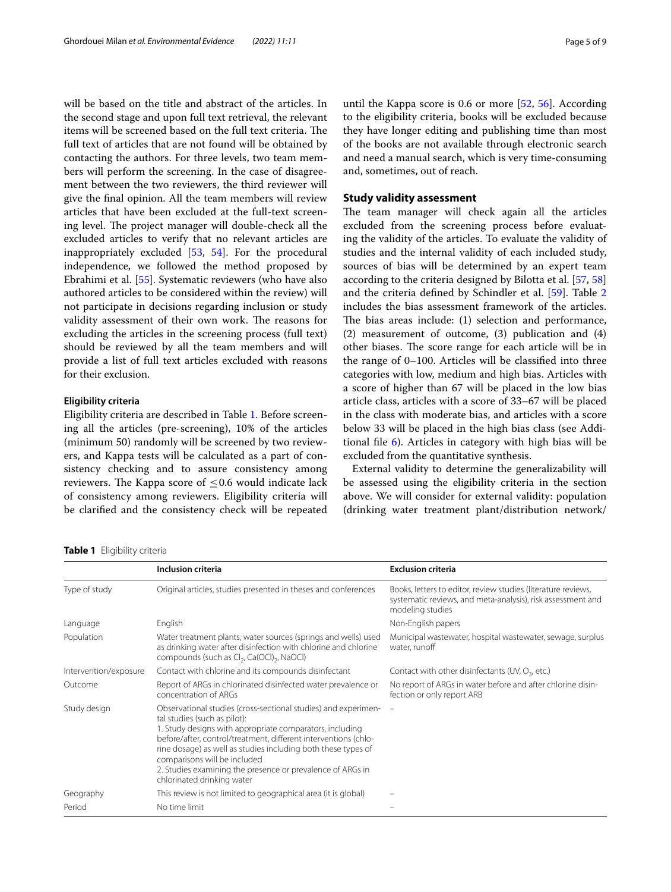will be based on the title and abstract of the articles. In the second stage and upon full text retrieval, the relevant items will be screened based on the full text criteria. The full text of articles that are not found will be obtained by contacting the authors. For three levels, two team members will perform the screening. In the case of disagreement between the two reviewers, the third reviewer will give the final opinion. All the team members will review articles that have been excluded at the full-text screening level. The project manager will double-check all the excluded articles to verify that no relevant articles are inappropriately excluded [53, 54]. For the procedural independence, we followed the method proposed by Ebrahimi et al. [55]. Systematic reviewers (who have also authored articles to be considered within the review) will not participate in decisions regarding inclusion or study validity assessment of their own work. The reasons for excluding the articles in the screening process (full text) should be reviewed by all the team members and will provide a list of full text articles excluded with reasons for their exclusion.

#### Eligibility criteria

Eligibility criteria are described in Table 1. Before screening all the articles (pre-screening), 10% of the articles (minimum 50) randomly will be screened by two reviewers, and Kappa tests will be calculated as a part of consistency checking and to assure consistency among reviewers. The Kappa score of $\leq 0.6$ would indicate lack of consistency among reviewers. Eligibility criteria will be clarified and the consistency check will be repeated until the Kappa score is 0.6 or more [52, 56]. According to the eligibility criteria, books will be excluded because they have longer editing and publishing time than most of the books are not available through electronic search and need a manual search, which is very time-consuming and, sometimes, out of reach.

### Study validity assessment

The team manager will check again all the articles excluded from the screening process before evaluating the validity of the articles. To evaluate the validity of studies and the internal validity of each included study, sources of bias will be determined by an expert team according to the criteria designed by Bilotta et al. [57, 58] and the criteria defined by Schindler et al. [59]. Table 2 includes the bias assessment framework of the articles. The bias areas include: (1) selection and performance, (2) measurement of outcome, (3) publication and (4) other biases. The score range for each article will be in the range of 0–100. Articles will be classified into three categories with low, medium and high bias. Articles with a score of higher than 67 will be placed in the low bias article class, articles with a score of 33–67 will be placed in the class with moderate bias, and articles with a score below 33 will be placed in the high bias class (see Additional file 6). Articles in category with high bias will be excluded from the quantitative synthesis.

External validity to determine the generalizability will be assessed using the eligibility criteria in the section above. We will consider for external validity: population (drinking water treatment plant/distribution network/

**Table 1** Eligibility criteria

| | Inclusion criteria | Exclusion criteria |
|---|---|---|
| Type of study | Original articles, studies presented in theses and conferences | Books, letters to editor, review studies (literature reviews, systematic reviews, and meta-analysis), risk assessment and modeling studies |
| Language | English | Non-English papers |
| Population | Water treatment plants, water sources (springs and wells) used as drinking water after disinfection with chlorine and chlorine compounds (such as $Cl_2$, $Ca(OCl)_2$, NaOCl) | Municipal wastewater, hospital wastewater, sewage, surplus water, runoff |
| Intervention/exposure | Contact with chlorine and its compounds disinfectant | Contact with other disinfectants (UV, $O_3$, etc.) |
| Outcome | Report of ARGs in chlorinated disinfected water prevalence or concentration of ARGs | No report of ARGs in water before and after chlorine disinfection or only report ARB |
| Study design | Observational studies (cross-sectional studies) and experimental studies (such as pilot):<br>1. Study designs with appropriate comparators, including before/after, control/treatment, different interventions (chlorine dosage) as well as studies including both these types of comparisons will be included<br>2. Studies examining the presence or prevalence of ARGs in chlorinated drinking water | – |
| Geography | This review is not limited to geographical area (it is global) | – |
| Period | No time limit | – |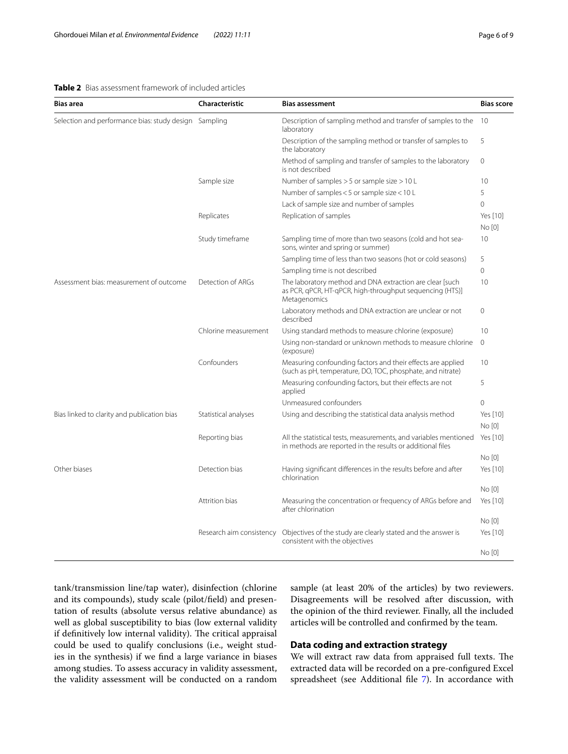**Table 2** Bias assessment framework of included articles

| Bias area | Characteristic | Bias assessment | Bias score |
|---|---|---|---|
| Selection and performance bias: study design | Sampling | Description of sampling method and transfer of samples to the laboratory | 10 |
| | | Description of the sampling method or transfer of samples to the laboratory | 5 |
| | | Method of sampling and transfer of samples to the laboratory is not described | 0 |
| | Sample size | Number of samples > 5 or sample size > 10 L | 10 |
| | | Number of samples < 5 or sample size < 10 L | 5 |
| | | Lack of sample size and number of samples | 0 |
| | Replicates | Replication of samples | Yes [10] |
| | | | No [0] |
| | Study timeframe | Sampling time of more than two seasons (cold and hot seasons, winter and spring or summer) | 10 |
| | | Sampling time of less than two seasons (hot or cold seasons) | 5 |
| | | Sampling time is not described | 0 |
| Assessment bias: measurement of outcome | Detection of ARGs | The laboratory method and DNA extraction are clear [such as PCR, qPCR, HT-qPCR, high-throughput sequencing (HTS)] Metagenomics | 10 |
| | | Laboratory methods and DNA extraction are unclear or not described | 0 |
| | Chlorine measurement | Using standard methods to measure chlorine (exposure) | 10 |
| | | Using non-standard or unknown methods to measure chlorine (exposure) | 0 |
| | Confounders | Measuring confounding factors and their effects are applied (such as pH, temperature, DO, TOC, phosphate, and nitrate) | 10 |
| | | Measuring confounding factors, but their effects are not applied | 5 |
| | | Unmeasured confounders | 0 |
| Bias linked to clarity and publication bias | Statistical analyses | Using and describing the statistical data analysis method | Yes [10] |
| | | | No [0] |
| | Reporting bias | All the statistical tests, measurements, and variables mentioned in methods are reported in the results or additional files | Yes [10] |
| | | | No [0] |
| Other biases | Detection bias | Having significant differences in the results before and after chlorination | Yes [10] |
| | | | No [0] |
| | Attrition bias | Measuring the concentration or frequency of ARGs before and after chlorination | Yes [10] |
| | | | No [0] |
| | Research aim consistency | Objectives of the study are clearly stated and the answer is consistent with the objectives | Yes [10] |
| | | | No [0] |

tank/transmission line/tap water), disinfection (chlorine and its compounds), study scale (pilot/field) and presentation of results (absolute versus relative abundance) as well as global susceptibility to bias (low external validity if definitively low internal validity). The critical appraisal could be used to qualify conclusions (i.e., weight studies in the synthesis) if we find a large variance in biases among studies. To assess accuracy in validity assessment, the validity assessment will be conducted on a random sample (at least 20% of the articles) by two reviewers. Disagreements will be resolved after discussion, with the opinion of the third reviewer. Finally, all the included articles will be controlled and confirmed by the team.

## Data coding and extraction strategy

We will extract raw data from appraised full texts. The extracted data will be recorded on a pre-configured Excel spreadsheet (see Additional file 7). In accordance with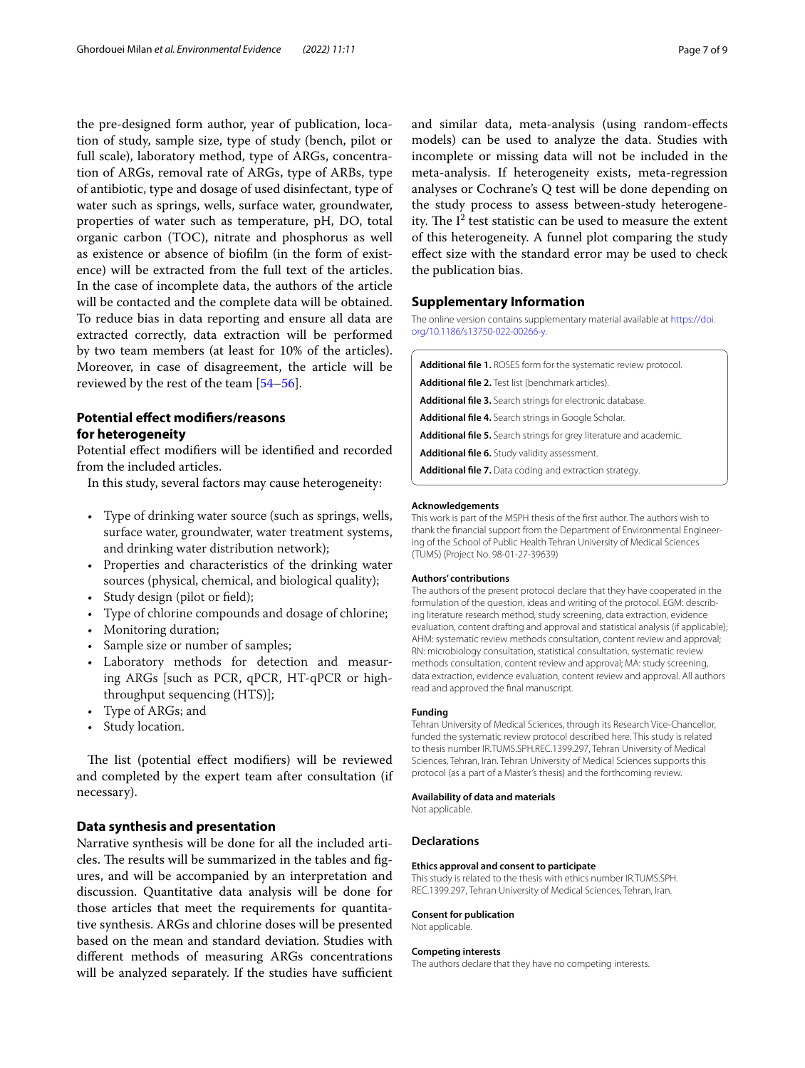the pre-designed form author, year of publication, location of study, sample size, type of study (bench, pilot or full scale), laboratory method, type of ARGs, concentration of ARGs, removal rate of ARGs, type of ARBs, type of antibiotic, type and dosage of used disinfectant, type of water such as springs, wells, surface water, groundwater, properties of water such as temperature, pH, DO, total organic carbon (TOC), nitrate and phosphorus as well as existence or absence of biofilm (in the form of existence) will be extracted from the full text of the articles. In the case of incomplete data, the authors of the article will be contacted and the complete data will be obtained. To reduce bias in data reporting and ensure all data are extracted correctly, data extraction will be performed by two team members (at least for 10% of the articles). Moreover, in case of disagreement, the article will be reviewed by the rest of the team [54–56].

## Potential effect modifiers/reasons for heterogeneity

Potential effect modifiers will be identified and recorded from the included articles.

In this study, several factors may cause heterogeneity:

- Type of drinking water source (such as springs, wells, surface water, groundwater, water treatment systems, and drinking water distribution network);
- Properties and characteristics of the drinking water sources (physical, chemical, and biological quality);
- Study design (pilot or field);
- Type of chlorine compounds and dosage of chlorine;
- Monitoring duration;
- Sample size or number of samples;
- Laboratory methods for detection and measuring ARGs [such as PCR, qPCR, HT-qPCR or high-throughput sequencing (HTS)];
- Type of ARGs; and
- Study location.

The list (potential effect modifiers) will be reviewed and completed by the expert team after consultation (if necessary).

## Data synthesis and presentation

Narrative synthesis will be done for all the included articles. The results will be summarized in the tables and figures, and will be accompanied by an interpretation and discussion. Quantitative data analysis will be done for those articles that meet the requirements for quantitative synthesis. ARGs and chlorine doses will be presented based on the mean and standard deviation. Studies with different methods of measuring ARGs concentrations will be analyzed separately. If the studies have sufficient and similar data, meta-analysis (using random-effects models) can be used to analyze the data. Studies with incomplete or missing data will not be included in the meta-analysis. If heterogeneity exists, meta-regression analyses or Cochrane's Q test will be done depending on the study process to assess between-study heterogeneity. The $I^2$ test statistic can be used to measure the extent of this heterogeneity. A funnel plot comparing the study effect size with the standard error may be used to check the publication bias.

## Supplementary Information

The online version contains supplementary material available at https://doi.org/10.1186/s13750-022-00266-y.

**Additional file 1.** ROSES form for the systematic review protocol.

**Additional file 2.** Test list (benchmark articles).

**Additional file 3.** Search strings for electronic database.

**Additional file 4.** Search strings in Google Scholar.

**Additional file 5.** Search strings for grey literature and academic.

**Additional file 6.** Study validity assessment.

**Additional file 7.** Data coding and extraction strategy.

#### Acknowledgements

This work is part of the MSPH thesis of the first author. The authors wish to thank the financial support from the Department of Environmental Engineering of the School of Public Health Tehran University of Medical Sciences (TUMS) (Project No. 98-01-27-39639)

#### Authors' contributions

The authors of the present protocol declare that they have cooperated in the formulation of the question, ideas and writing of the protocol. EGM: describing literature research method, study screening, data extraction, evidence evaluation, content drafting and approval and statistical analysis (if applicable); AHM: systematic review methods consultation, content review and approval; RN: microbiology consultation, statistical consultation, systematic review methods consultation, content review and approval; MA: study screening, data extraction, evidence evaluation, content review and approval. All authors read and approved the final manuscript.

#### Funding

Tehran University of Medical Sciences, through its Research Vice-Chancellor, funded the systematic review protocol described here. This study is related to thesis number IR.TUMS.SPH.REC.1399.297, Tehran University of Medical Sciences, Tehran, Iran. Tehran University of Medical Sciences supports this protocol (as a part of a Master's thesis) and the forthcoming review.

#### Availability of data and materials

Not applicable.

## Declarations

#### Ethics approval and consent to participate

This study is related to the thesis with ethics number IR.TUMS.SPH.REC.1399.297, Tehran University of Medical Sciences, Tehran, Iran.

#### Consent for publication

Not applicable.

#### Competing interests

The authors declare that they have no competing interests.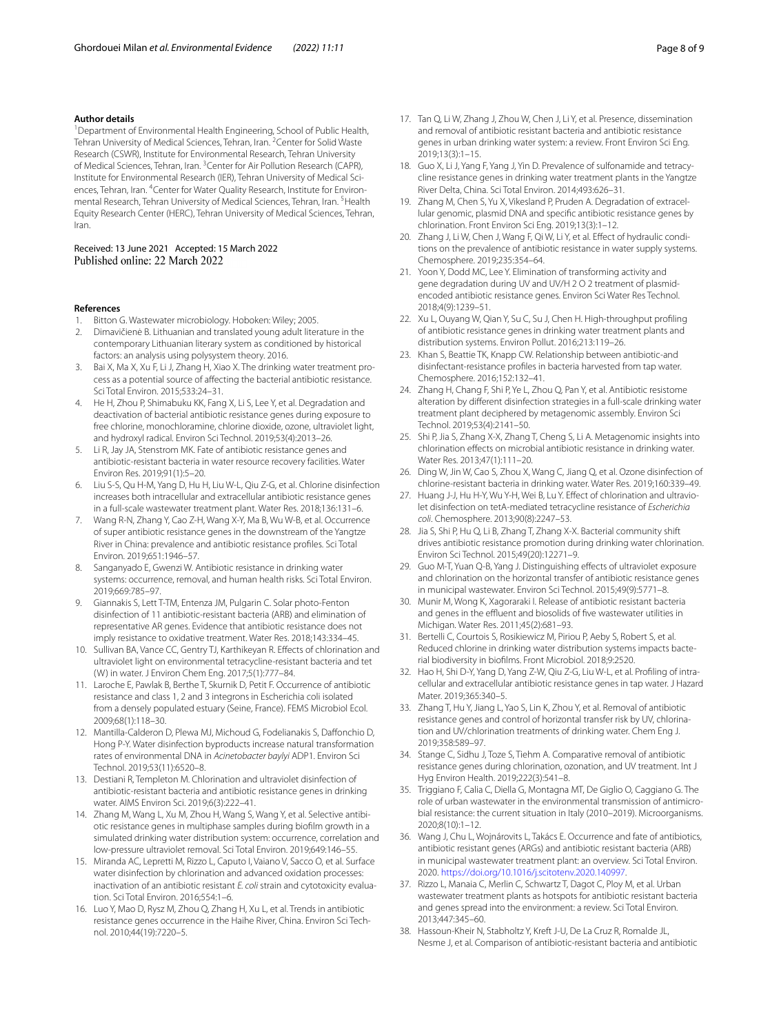**Author details**

[1]Department of Environmental Health Engineering, School of Public Health, Tehran University of Medical Sciences, Tehran, Iran. [2]Center for Solid Waste Research (CSWR), Institute for Environmental Research, Tehran University of Medical Sciences, Tehran, Iran. [3]Center for Air Pollution Research (CAPR), Institute for Environmental Research (IER), Tehran University of Medical Sciences, Tehran, Iran. [4]Center for Water Quality Research, Institute for Environmental Research, Tehran University of Medical Sciences, Tehran, Iran. [5]Health Equity Research Center (HERC), Tehran University of Medical Sciences, Tehran, Iran.

Received: 13 June 2021 Accepted: 15 March 2022
Published online: 22 March 2022

**References**

1. Bitton G. Wastewater microbiology. Hoboken: Wiley; 2005.
2. Dimavičienė B. Lithuanian and translated young adult literature in the contemporary Lithuanian literary system as conditioned by historical factors: an analysis using polysystem theory. 2016.
3. Bai X, Ma X, Xu F, Li J, Zhang H, Xiao X. The drinking water treatment process as a potential source of affecting the bacterial antibiotic resistance. Sci Total Environ. 2015;533:24–31.
4. He H, Zhou P, Shimabuku KK, Fang X, Li S, Lee Y, et al. Degradation and deactivation of bacterial antibiotic resistance genes during exposure to free chlorine, monochloramine, chlorine dioxide, ozone, ultraviolet light, and hydroxyl radical. Environ Sci Technol. 2019;53(4):2013–26.
5. Li R, Jay JA, Stenstrom MK. Fate of antibiotic resistance genes and antibiotic-resistant bacteria in water resource recovery facilities. Water Environ Res. 2019;91(1):5–20.
6. Liu S-S, Qu H-M, Yang D, Hu H, Liu W-L, Qiu Z-G, et al. Chlorine disinfection increases both intracellular and extracellular antibiotic resistance genes in a full-scale wastewater treatment plant. Water Res. 2018;136:131–6.
7. Wang R-N, Zhang Y, Cao Z-H, Wang X-Y, Ma B, Wu W-B, et al. Occurrence of super antibiotic resistance genes in the downstream of the Yangtze River in China: prevalence and antibiotic resistance profiles. Sci Total Environ. 2019;651:1946–57.
8. Sanganyado E, Gwenzi W. Antibiotic resistance in drinking water systems: occurrence, removal, and human health risks. Sci Total Environ. 2019;669:785–97.
9. Giannakis S, Lett T-TM, Entenza JM, Pulgarin C. Solar photo-Fenton disinfection of 11 antibiotic-resistant bacteria (ARB) and elimination of representative AR genes. Evidence that antibiotic resistance does not imply resistance to oxidative treatment. Water Res. 2018;143:334–45.
10. Sullivan BA, Vance CC, Gentry TJ, Karthikeyan R. Effects of chlorination and ultraviolet light on environmental tetracycline-resistant bacteria and tet (W) in water. J Environ Chem Eng. 2017;5(1):777–84.
11. Laroche E, Pawlak B, Berthe T, Skurnik D, Petit F. Occurrence of antibiotic resistance and class 1, 2 and 3 integrons in Escherichia coli isolated from a densely populated estuary (Seine, France). FEMS Microbiol Ecol. 2009;68(1):118–30.
12. Mantilla-Calderon D, Plewa MJ, Michoud G, Fodelianakis S, Daffonchio D, Hong P-Y. Water disinfection byproducts increase natural transformation rates of environmental DNA in *Acinetobacter baylyi* ADP1. Environ Sci Technol. 2019;53(11):6520–8.
13. Destiani R, Templeton M. Chlorination and ultraviolet disinfection of antibiotic-resistant bacteria and antibiotic resistance genes in drinking water. AIMS Environ Sci. 2019;6(3):222–41.
14. Zhang M, Wang L, Xu M, Zhou H, Wang S, Wang Y, et al. Selective antibiotic resistance genes in multiphase samples during biofilm growth in a simulated drinking water distribution system: occurrence, correlation and low-pressure ultraviolet removal. Sci Total Environ. 2019;649:146–55.
15. Miranda AC, Lepretti M, Rizzo L, Caputo I, Vaiano V, Sacco O, et al. Surface water disinfection by chlorination and advanced oxidation processes: inactivation of an antibiotic resistant *E. coli* strain and cytotoxicity evaluation. Sci Total Environ. 2016;554:1–6.
16. Luo Y, Mao D, Rysz M, Zhou Q, Zhang H, Xu L, et al. Trends in antibiotic resistance genes occurrence in the Haihe River, China. Environ Sci Technol. 2010;44(19):7220–5.
17. Tan Q, Li W, Zhang J, Zhou W, Chen J, Li Y, et al. Presence, dissemination and removal of antibiotic resistant bacteria and antibiotic resistance genes in urban drinking water system: a review. Front Environ Sci Eng. 2019;13(3):1–15.
18. Guo X, Li J, Yang F, Yang J, Yin D. Prevalence of sulfonamide and tetracycline resistance genes in drinking water treatment plants in the Yangtze River Delta, China. Sci Total Environ. 2014;493:626–31.
19. Zhang M, Chen S, Yu X, Vikesland P, Pruden A. Degradation of extracellular genomic, plasmid DNA and specific antibiotic resistance genes by chlorination. Front Environ Sci Eng. 2019;13(3):1–12.
20. Zhang J, Li W, Chen J, Wang F, Qi W, Li Y, et al. Effect of hydraulic conditions on the prevalence of antibiotic resistance in water supply systems. Chemosphere. 2019;235:354–64.
21. Yoon Y, Dodd MC, Lee Y. Elimination of transforming activity and gene degradation during UV and UV/H 2 O 2 treatment of plasmid-encoded antibiotic resistance genes. Environ Sci Water Res Technol. 2018;4(9):1239–51.
22. Xu L, Ouyang W, Qian Y, Su C, Su J, Chen H. High-throughput profiling of antibiotic resistance genes in drinking water treatment plants and distribution systems. Environ Pollut. 2016;213:119–26.
23. Khan S, Beattie TK, Knapp CW. Relationship between antibiotic-and disinfectant-resistance profiles in bacteria harvested from tap water. Chemosphere. 2016;152:132–41.
24. Zhang H, Chang F, Shi P, Ye L, Zhou Q, Pan Y, et al. Antibiotic resistome alteration by different disinfection strategies in a full-scale drinking water treatment plant deciphered by metagenomic assembly. Environ Sci Technol. 2019;53(4):2141–50.
25. Shi P, Jia S, Zhang X-X, Zhang T, Cheng S, Li A. Metagenomic insights into chlorination effects on microbial antibiotic resistance in drinking water. Water Res. 2013;47(1):111–20.
26. Ding W, Jin W, Cao S, Zhou X, Wang C, Jiang Q, et al. Ozone disinfection of chlorine-resistant bacteria in drinking water. Water Res. 2019;160:339–49.
27. Huang J-J, Hu H-Y, Wu Y-H, Wei B, Lu Y. Effect of chlorination and ultraviolet disinfection on tetA-mediated tetracycline resistance of *Escherichia coli*. Chemosphere. 2013;90(8):2247–53.
28. Jia S, Shi P, Hu Q, Li B, Zhang T, Zhang X-X. Bacterial community shift drives antibiotic resistance promotion during drinking water chlorination. Environ Sci Technol. 2015;49(20):12271–9.
29. Guo M-T, Yuan Q-B, Yang J. Distinguishing effects of ultraviolet exposure and chlorination on the horizontal transfer of antibiotic resistance genes in municipal wastewater. Environ Sci Technol. 2015;49(9):5771–8.
30. Munir M, Wong K, Xagoraraki I. Release of antibiotic resistant bacteria and genes in the effluent and biosolids of five wastewater utilities in Michigan. Water Res. 2011;45(2):681–93.
31. Bertelli C, Courtois S, Rosikiewicz M, Piriou P, Aeby S, Robert S, et al. Reduced chlorine in drinking water distribution systems impacts bacterial biodiversity in biofilms. Front Microbiol. 2018;9:2520.
32. Hao H, Shi D-Y, Yang D, Yang Z-W, Qiu Z-G, Liu W-L, et al. Profiling of intracellular and extracellular antibiotic resistance genes in tap water. J Hazard Mater. 2019;365:340–5.
33. Zhang T, Hu Y, Jiang L, Yao S, Lin K, Zhou Y, et al. Removal of antibiotic resistance genes and control of horizontal transfer risk by UV, chlorination and UV/chlorination treatments of drinking water. Chem Eng J. 2019;358:589–97.
34. Stange C, Sidhu J, Toze S, Tiehm A. Comparative removal of antibiotic resistance genes during chlorination, ozonation, and UV treatment. Int J Hyg Environ Health. 2019;222(3):541–8.
35. Triggiano F, Calia C, Diella G, Montagna MT, De Giglio O, Caggiano G. The role of urban wastewater in the environmental transmission of antimicrobial resistance: the current situation in Italy (2010–2019). Microorganisms. 2020;8(10):1–12.
36. Wang J, Chu L, Wojnárovits L, Takács E. Occurrence and fate of antibiotics, antibiotic resistant genes (ARGs) and antibiotic resistant bacteria (ARB) in municipal wastewater treatment plant: an overview. Sci Total Environ. 2020. https://doi.org/10.1016/j.scitotenv.2020.140997.
37. Rizzo L, Manaia C, Merlin C, Schwartz T, Dagot C, Ploy M, et al. Urban wastewater treatment plants as hotspots for antibiotic resistant bacteria and genes spread into the environment: a review. Sci Total Environ. 2013;447:345–60.
38. Hassoun-Kheir N, Stabholtz Y, Kreft J-U, De La Cruz R, Romalde JL, Nesme J, et al. Comparison of antibiotic-resistant bacteria and antibiotic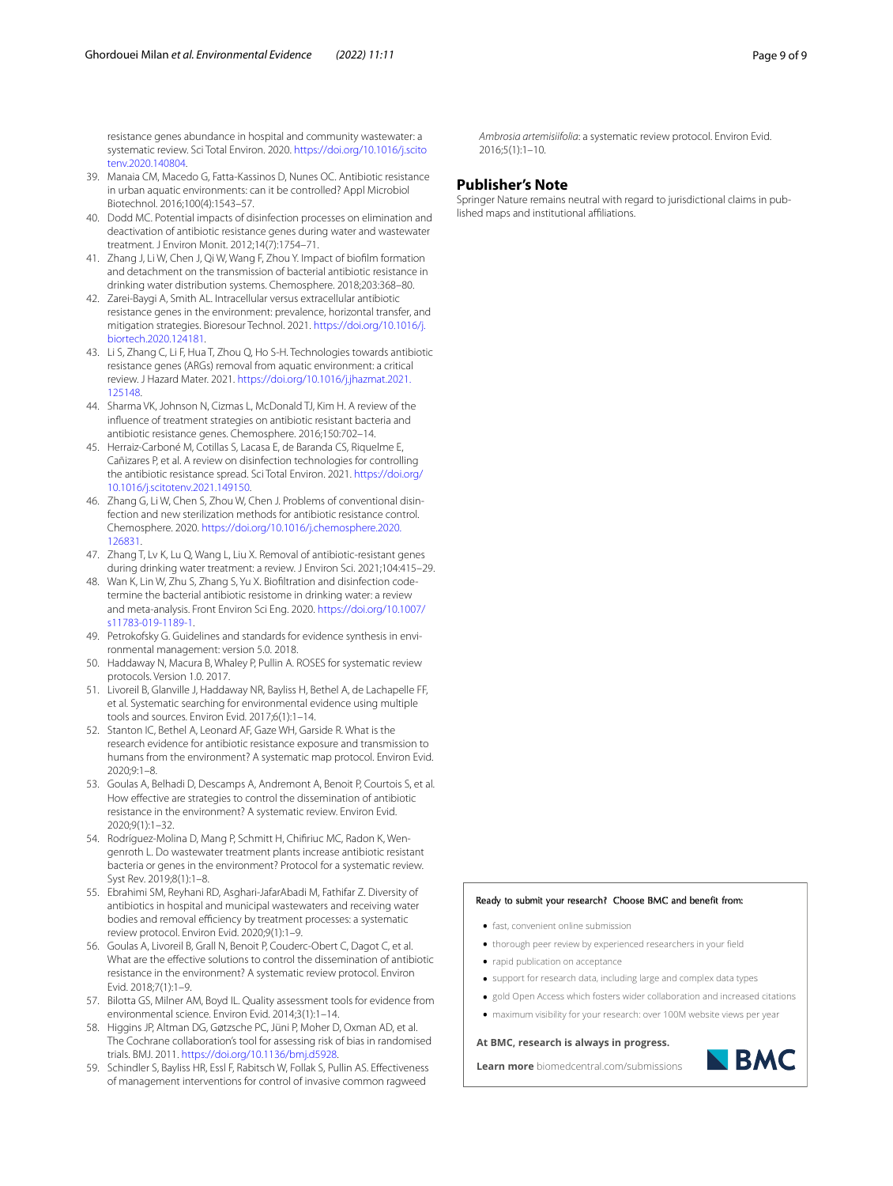resistance genes abundance in hospital and community wastewater: a systematic review. Sci Total Environ. 2020. https://doi.org/10.1016/j.scitotenv.2020.140804.

39. Manaia CM, Macedo G, Fatta-Kassinos D, Nunes OC. Antibiotic resistance in urban aquatic environments: can it be controlled? Appl Microbiol Biotechnol. 2016;100(4):1543–57.
40. Dodd MC. Potential impacts of disinfection processes on elimination and deactivation of antibiotic resistance genes during water and wastewater treatment. J Environ Monit. 2012;14(7):1754–71.
41. Zhang J, Li W, Chen J, Qi W, Wang F, Zhou Y. Impact of biofilm formation and detachment on the transmission of bacterial antibiotic resistance in drinking water distribution systems. Chemosphere. 2018;203:368–80.
42. Zarei-Baygi A, Smith AL. Intracellular versus extracellular antibiotic resistance genes in the environment: prevalence, horizontal transfer, and mitigation strategies. Bioresour Technol. 2021. https://doi.org/10.1016/j.biortech.2020.124181.
43. Li S, Zhang C, Li F, Hua T, Zhou Q, Ho S-H. Technologies towards antibiotic resistance genes (ARGs) removal from aquatic environment: a critical review. J Hazard Mater. 2021. https://doi.org/10.1016/j.jhazmat.2021.125148.
44. Sharma VK, Johnson N, Cizmas L, McDonald TJ, Kim H. A review of the influence of treatment strategies on antibiotic resistant bacteria and antibiotic resistance genes. Chemosphere. 2016;150:702–14.
45. Herraiz-Carboné M, Cotillas S, Lacasa E, de Baranda CS, Riquelme E, Cañizares P, et al. A review on disinfection technologies for controlling the antibiotic resistance spread. Sci Total Environ. 2021. https://doi.org/10.1016/j.scitotenv.2021.149150.
46. Zhang G, Li W, Chen S, Zhou W, Chen J. Problems of conventional disinfection and new sterilization methods for antibiotic resistance control. Chemosphere. 2020. https://doi.org/10.1016/j.chemosphere.2020.126831.
47. Zhang T, Lv K, Lu Q, Wang L, Liu X. Removal of antibiotic-resistant genes during drinking water treatment: a review. J Environ Sci. 2021;104:415–29.
48. Wan K, Lin W, Zhu S, Zhang S, Yu X. Biofiltration and disinfection codetermine the bacterial antibiotic resistome in drinking water: a review and meta-analysis. Front Environ Sci Eng. 2020. https://doi.org/10.1007/s11783-019-1189-1.
49. Petrokofsky G. Guidelines and standards for evidence synthesis in environmental management: version 5.0. 2018.
50. Haddaway N, Macura B, Whaley P, Pullin A. ROSES for systematic review protocols. Version 1.0. 2017.
51. Livoreil B, Glanville J, Haddaway NR, Bayliss H, Bethel A, de Lachapelle FF, et al. Systematic searching for environmental evidence using multiple tools and sources. Environ Evid. 2017;6(1):1–14.
52. Stanton IC, Bethel A, Leonard AF, Gaze WH, Garside R. What is the research evidence for antibiotic resistance exposure and transmission to humans from the environment? A systematic map protocol. Environ Evid. 2020;9:1–8.
53. Goulas A, Belhadi D, Descamps A, Andremont A, Benoit P, Courtois S, et al. How effective are strategies to control the dissemination of antibiotic resistance in the environment? A systematic review. Environ Evid. 2020;9(1):1–32.
54. Rodríguez-Molina D, Mang P, Schmitt H, Chifiriuc MC, Radon K, Wengenroth L. Do wastewater treatment plants increase antibiotic resistant bacteria or genes in the environment? Protocol for a systematic review. Syst Rev. 2019;8(1):1–8.
55. Ebrahimi SM, Reyhani RD, Asghari-JafarAbadi M, Fathifar Z. Diversity of antibiotics in hospital and municipal wastewaters and receiving water bodies and removal efficiency by treatment processes: a systematic review protocol. Environ Evid. 2020;9(1):1–9.
56. Goulas A, Livoreil B, Grall N, Benoit P, Couderc-Obert C, Dagot C, et al. What are the effective solutions to control the dissemination of antibiotic resistance in the environment? A systematic review protocol. Environ Evid. 2018;7(1):1–9.
57. Bilotta GS, Milner AM, Boyd IL. Quality assessment tools for evidence from environmental science. Environ Evid. 2014;3(1):1–14.
58. Higgins JP, Altman DG, Gøtzsche PC, Jüni P, Moher D, Oxman AD, et al. The Cochrane collaboration's tool for assessing risk of bias in randomised trials. BMJ. 2011. https://doi.org/10.1136/bmj.d5928.
59. Schindler S, Bayliss HR, Essl F, Rabitsch W, Follak S, Pullin AS. Effectiveness of management interventions for control of invasive common ragweed *Ambrosia artemisiifolia*: a systematic review protocol. Environ Evid. 2016;5(1):1–10.

## Publisher's Note

Springer Nature remains neutral with regard to jurisdictional claims in published maps and institutional affiliations.

Ready to submit your research? Choose BMC and benefit from:

- fast, convenient online submission
- thorough peer review by experienced researchers in your field
- rapid publication on acceptance
- support for research data, including large and complex data types
- gold Open Access which fosters wider collaboration and increased citations
- maximum visibility for your research: over 100M website views per year

**At BMC, research is always in progress.**

**Learn more** biomedcentral.com/submissions